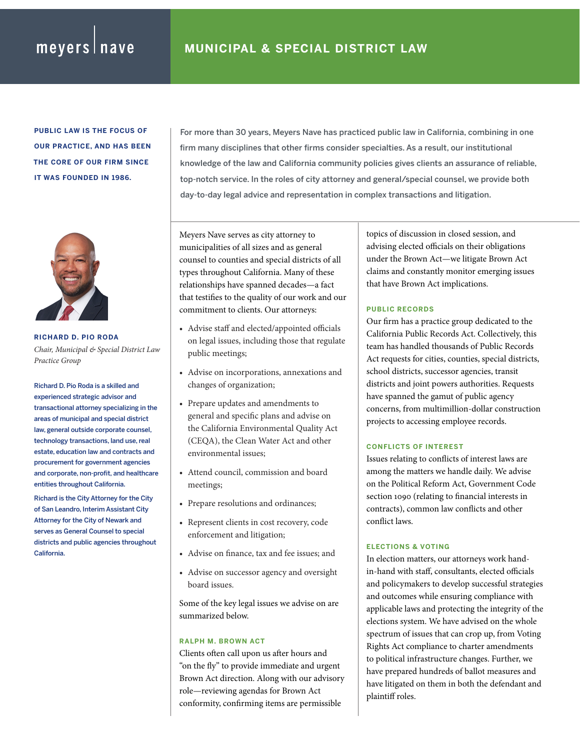meyers | nave

# MUNICIPAL & SPECIAL DISTRICT LAW

**PUBLIC LAW IS THE FOCUS OF OUR PRACTICE, AND HAS BEEN THE CORE OF OUR FIRM SINCE IT WAS FOUNDED IN 1986.**

For more than 30 years, Meyers Nave has practiced public law in California, combining in one firm many disciplines that other firms consider specialties. As a result, our institutional knowledge of the law and California community policies gives clients an assurance of reliable, top-notch service. In the roles of city attorney and general/special counsel, we provide both day-to-day legal advice and representation in complex transactions and litigation.

**RICHARD D. PIO RODA**
*Chair, Municipal & Special District Law Practice Group*

Richard D. Pio Roda is a skilled and experienced strategic advisor and transactional attorney specializing in the areas of municipal and special district law, general outside corporate counsel, technology transactions, land use, real estate, education law and contracts and procurement for government agencies and corporate, non-profit, and healthcare entities throughout California.

Richard is the City Attorney for the City of San Leandro, Interim Assistant City Attorney for the City of Newark and serves as General Counsel to special districts and public agencies throughout California.

Meyers Nave serves as city attorney to municipalities of all sizes and as general counsel to counties and special districts of all types throughout California. Many of these relationships have spanned decades—a fact that testifies to the quality of our work and our commitment to clients. Our attorneys:

- Advise staff and elected/appointed officials on legal issues, including those that regulate public meetings;
- Advise on incorporations, annexations and changes of organization;
- Prepare updates and amendments to general and specific plans and advise on the California Environmental Quality Act (CEQA), the Clean Water Act and other environmental issues;
- Attend council, commission and board meetings;
- Prepare resolutions and ordinances;
- Represent clients in cost recovery, code enforcement and litigation;
- Advise on finance, tax and fee issues; and
- Advise on successor agency and oversight board issues.

Some of the key legal issues we advise on are summarized below.

### RALPH M. BROWN ACT

Clients often call upon us after hours and "on the fly" to provide immediate and urgent Brown Act direction. Along with our advisory role—reviewing agendas for Brown Act conformity, confirming items are permissible topics of discussion in closed session, and advising elected officials on their obligations under the Brown Act—we litigate Brown Act claims and constantly monitor emerging issues that have Brown Act implications.

### PUBLIC RECORDS

Our firm has a practice group dedicated to the California Public Records Act. Collectively, this team has handled thousands of Public Records Act requests for cities, counties, special districts, school districts, successor agencies, transit districts and joint powers authorities. Requests have spanned the gamut of public agency concerns, from multimillion-dollar construction projects to accessing employee records.

### CONFLICTS OF INTEREST

Issues relating to conflicts of interest laws are among the matters we handle daily. We advise on the Political Reform Act, Government Code section 1090 (relating to financial interests in contracts), common law conflicts and other conflict laws.

### ELECTIONS & VOTING

In election matters, our attorneys work hand-in-hand with staff, consultants, elected officials and policymakers to develop successful strategies and outcomes while ensuring compliance with applicable laws and protecting the integrity of the elections system. We have advised on the whole spectrum of issues that can crop up, from Voting Rights Act compliance to charter amendments to political infrastructure changes. Further, we have prepared hundreds of ballot measures and have litigated on them in both the defendant and plaintiff roles.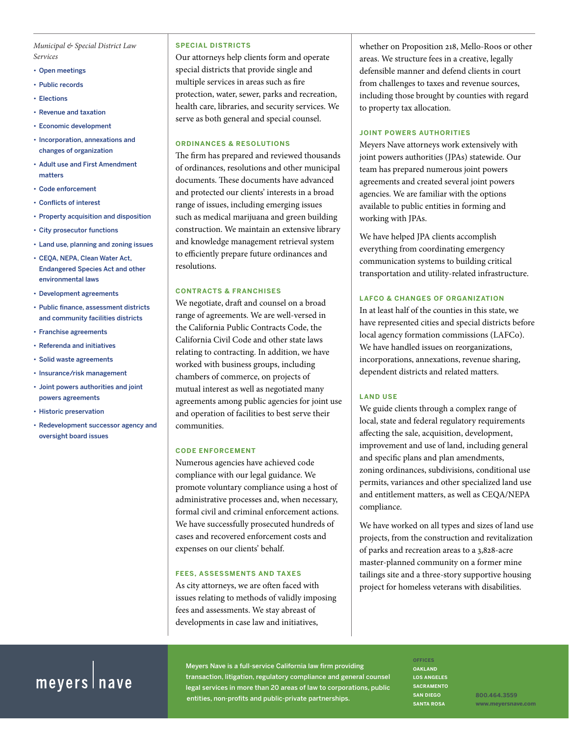*Municipal & Special District Law Services*

- Open meetings
- Public records
- Elections
- Revenue and taxation
- Economic development
- Incorporation, annexations and changes of organization
- Adult use and First Amendment matters
- Code enforcement
- Conflicts of interest
- Property acquisition and disposition
- City prosecutor functions
- Land use, planning and zoning issues
- CEQA, NEPA, Clean Water Act, Endangered Species Act and other environmental laws
- Development agreements
- Public finance, assessment districts and community facilities districts
- Franchise agreements
- Referenda and initiatives
- Solid waste agreements
- Insurance/risk management
- Joint powers authorities and joint powers agreements
- Historic preservation
- Redevelopment successor agency and oversight board issues

## SPECIAL DISTRICTS

Our attorneys help clients form and operate special districts that provide single and multiple services in areas such as fire protection, water, sewer, parks and recreation, health care, libraries, and security services. We serve as both general and special counsel.

## ORDINANCES & RESOLUTIONS

The firm has prepared and reviewed thousands of ordinances, resolutions and other municipal documents. These documents have advanced and protected our clients' interests in a broad range of issues, including emerging issues such as medical marijuana and green building construction. We maintain an extensive library and knowledge management retrieval system to efficiently prepare future ordinances and resolutions.

## CONTRACTS & FRANCHISES

We negotiate, draft and counsel on a broad range of agreements. We are well-versed in the California Public Contracts Code, the California Civil Code and other state laws relating to contracting. In addition, we have worked with business groups, including chambers of commerce, on projects of mutual interest as well as negotiated many agreements among public agencies for joint use and operation of facilities to best serve their communities.

## CODE ENFORCEMENT

Numerous agencies have achieved code compliance with our legal guidance. We promote voluntary compliance using a host of administrative processes and, when necessary, formal civil and criminal enforcement actions. We have successfully prosecuted hundreds of cases and recovered enforcement costs and expenses on our clients' behalf.

## FEES, ASSESSMENTS AND TAXES

As city attorneys, we are often faced with issues relating to methods of validly imposing fees and assessments. We stay abreast of developments in case law and initiatives, whether on Proposition 218, Mello-Roos or other areas. We structure fees in a creative, legally defensible manner and defend clients in court from challenges to taxes and revenue sources, including those brought by counties with regard to property tax allocation.

## JOINT POWERS AUTHORITIES

Meyers Nave attorneys work extensively with joint powers authorities (JPAs) statewide. Our team has prepared numerous joint powers agreements and created several joint powers agencies. We are familiar with the options available to public entities in forming and working with JPAs.

We have helped JPA clients accomplish everything from coordinating emergency communication systems to building critical transportation and utility-related infrastructure.

## LAFCO & CHANGES OF ORGANIZATION

In at least half of the counties in this state, we have represented cities and special districts before local agency formation commissions (LAFCo). We have handled issues on reorganizations, incorporations, annexations, revenue sharing, dependent districts and related matters.

## LAND USE

We guide clients through a complex range of local, state and federal regulatory requirements affecting the sale, acquisition, development, improvement and use of land, including general and specific plans and plan amendments, zoning ordinances, subdivisions, conditional use permits, variances and other specialized land use and entitlement matters, as well as CEQA/NEPA compliance.

We have worked on all types and sizes of land use projects, from the construction and revitalization of parks and recreation areas to a 3,828-acre master-planned community on a former mine tailings site and a three-story supportive housing project for homeless veterans with disabilities.

meyers | nave

Meyers Nave is a full-service California law firm providing transaction, litigation, regulatory compliance and general counsel legal services in more than 20 areas of law to corporations, public entities, non-profits and public-private partnerships.

OFFICES
OAKLAND
LOS ANGELES
SACRAMENTO
SAN DIEGO
SANTA ROSA

800.464.3559
www.meyersnave.com